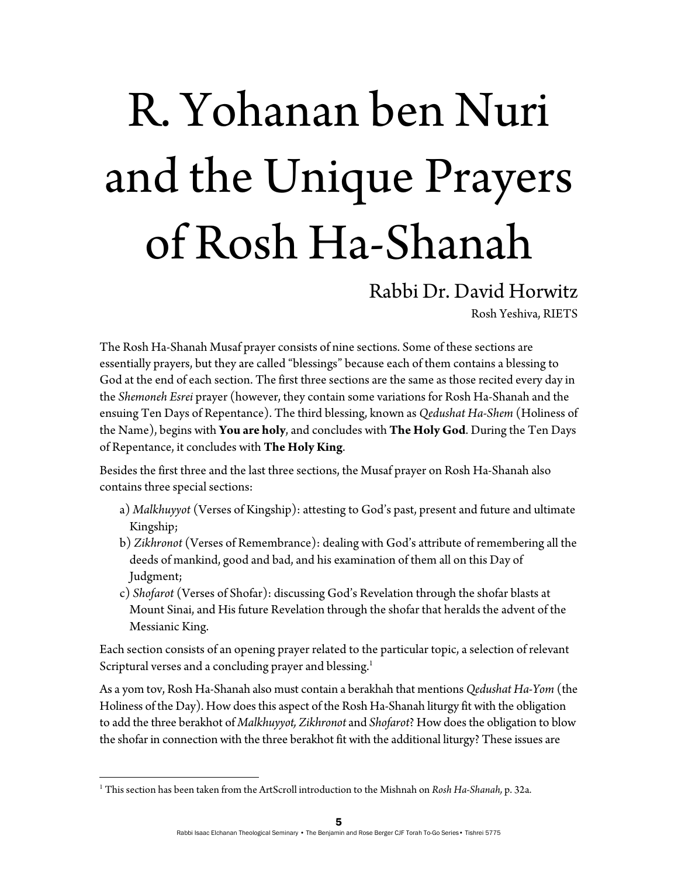# R. Yohanan ben Nuri and the Unique Prayers of Rosh Ha-Shanah

Rabbi Dr. David Horwitz

Rosh Yeshiva, RIETS

The Rosh Ha-Shanah Musaf prayer consists of nine sections. Some of these sections are essentially prayers, but they are called "blessings" because each of them contains a blessing to God at the end of each section. The first three sections are the same as those recited every day in the *Shemoneh Esrei* prayer (however, they contain some variations for Rosh Ha-Shanah and the ensuing Ten Days of Repentance). The third blessing, known as *Qedushat Ha-Shem* (Holiness of the Name), begins with **You are holy**, and concludes with **The Holy God**. During the Ten Days of Repentance, it concludes with **The Holy King**.

Besides the first three and the last three sections, the Musaf prayer on Rosh Ha-Shanah also contains three special sections:

a) *Malkhuyyot* (Verses of Kingship): attesting to God's past, present and future and ultimate Kingship;

b) *Zikhronot* (Verses of Remembrance): dealing with God's attribute of remembering all the deeds of mankind, good and bad, and his examination of them all on this Day of Judgment;

c) *Shofarot* (Verses of Shofar): discussing God's Revelation through the shofar blasts at Mount Sinai, and His future Revelation through the shofar that heralds the advent of the Messianic King.

Each section consists of an opening prayer related to the particular topic, a selection of relevant Scriptural verses and a concluding prayer and blessing.[1]

As a yom tov, Rosh Ha-Shanah also must contain a berakhah that mentions *Qedushat Ha-Yom* (the Holiness of the Day). How does this aspect of the Rosh Ha-Shanah liturgy fit with the obligation to add the three berakhot of *Malkhuyyot, Zikhronot* and *Shofarot*? How does the obligation to blow the shofar in connection with the three berakhot fit with the additional liturgy? These issues are

[1] This section has been taken from the ArtScroll introduction to the Mishnah on *Rosh Ha-Shanah*, p. 32a.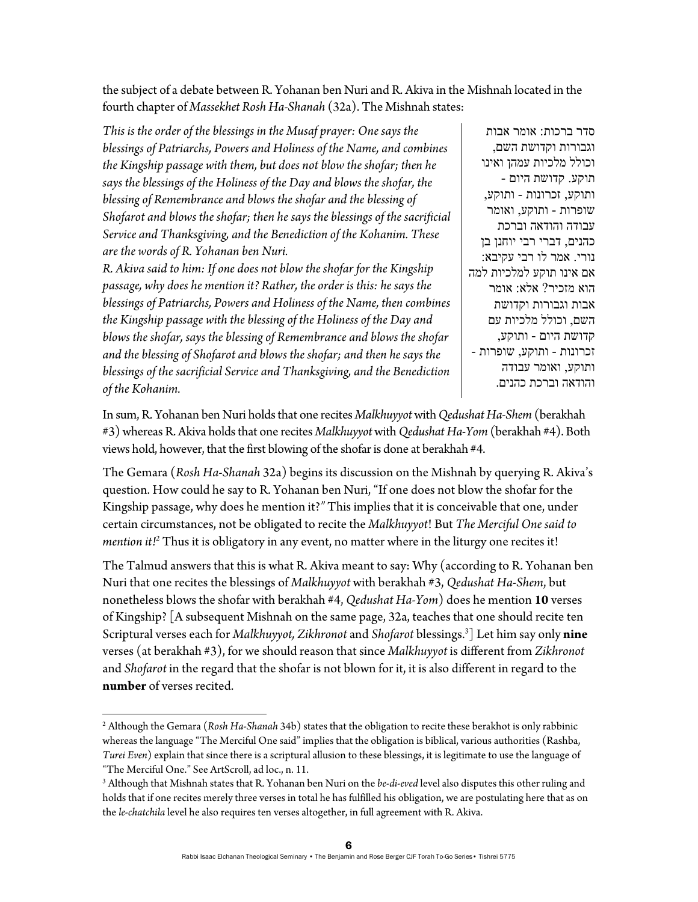the subject of a debate between R. Yohanan ben Nuri and R. Akiva in the Mishnah located in the fourth chapter of *Massekhet Rosh Ha-Shanah* (32a). The Mishnah states:

*This is the order of the blessings in the Musaf prayer: One says the blessings of Patriarchs, Powers and Holiness of the Name, and combines the Kingship passage with them, but does not blow the shofar; then he says the blessings of the Holiness of the Day and blows the shofar, the blessing of Remembrance and blows the shofar and the blessing of Shofarot and blows the shofar; then he says the blessings of the sacrificial Service and Thanksgiving, and the Benediction of the Kohanim. These are the words of R. Yohanan ben Nuri.*
*R. Akiva said to him: If one does not blow the shofar for the Kingship passage, why does he mention it? Rather, the order is this: he says the blessings of Patriarchs, Powers and Holiness of the Name, then combines the Kingship passage with the blessing of the Holiness of the Day and blows the shofar, says the blessing of Remembrance and blows the shofar and the blessing of Shofarot and blows the shofar; and then he says the blessings of the sacrificial Service and Thanksgiving, and the Benediction of the Kohanim.*

סדר ברכות: אומר אבות וגבורות וקדושת השם, וכולל מלכיות עמהן ואינו תוקע. קדושת היום - ותוקע, זכרונות - ותוקע, שופרות - ותוקע, ואומר עבודה והודאה וברכת כהנים, דברי רבי יוחנן בן נורי. אמר לו רבי עקיבא: אם אינו תוקע למלכיות למה הוא מזכיר? אלא: אומר אבות וגבורות וקדושת השם, וכולל מלכיות עם קדושת היום - ותוקע, זכרונות - ותוקע, שופרות - ותוקע, ואומר עבודה והודאה וברכת כהנים.

In sum, R. Yohanan ben Nuri holds that one recites *Malkhuyyot* with *Qedushat Ha-Shem* (berakhah #3) whereas R. Akiva holds that one recites *Malkhuyyot* with *Qedushat Ha-Yom* (berakhah #4). Both views hold, however, that the first blowing of the shofar is done at berakhah #4.

The Gemara (*Rosh Ha-Shanah* 32a) begins its discussion on the Mishnah by querying R. Akiva's question. How could he say to R. Yohanan ben Nuri, "If one does not blow the shofar for the Kingship passage, why does he mention it?" This implies that it is conceivable that one, under certain circumstances, not be obligated to recite the *Malkhuyyot*! But *The Merciful One said to mention it!*[2] Thus it is obligatory in any event, no matter where in the liturgy one recites it!

The Talmud answers that this is what R. Akiva meant to say: Why (according to R. Yohanan ben Nuri that one recites the blessings of *Malkhuyyot* with berakhah #3, *Qedushat Ha-Shem*, but nonetheless blows the shofar with berakhah #4, *Qedushat Ha-Yom*) does he mention **10** verses of Kingship? [A subsequent Mishnah on the same page, 32a, teaches that one should recite ten Scriptural verses each for *Malkhuyyot, Zikhronot* and *Shofarot* blessings.[3]] Let him say only **nine** verses (at berakhah #3), for we should reason that since *Malkhuyyot* is different from *Zikhronot* and *Shofarot* in the regard that the shofar is not blown for it, it is also different in regard to the **number** of verses recited.

---

[2] Although the Gemara (*Rosh Ha-Shanah* 34b) states that the obligation to recite these berakhot is only rabbinic whereas the language "The Merciful One said" implies that the obligation is biblical, various authorities (Rashba, *Turei Even*) explain that since there is a scriptural allusion to these blessings, it is legitimate to use the language of "The Merciful One." See ArtScroll, ad loc., n. 11.

[3] Although that Mishnah states that R. Yohanan ben Nuri on the *be-di-eved* level also disputes this other ruling and holds that if one recites merely three verses in total he has fulfilled his obligation, we are postulating here that as on the *le-chatchila* level he also requires ten verses altogether, in full agreement with R. Akiva.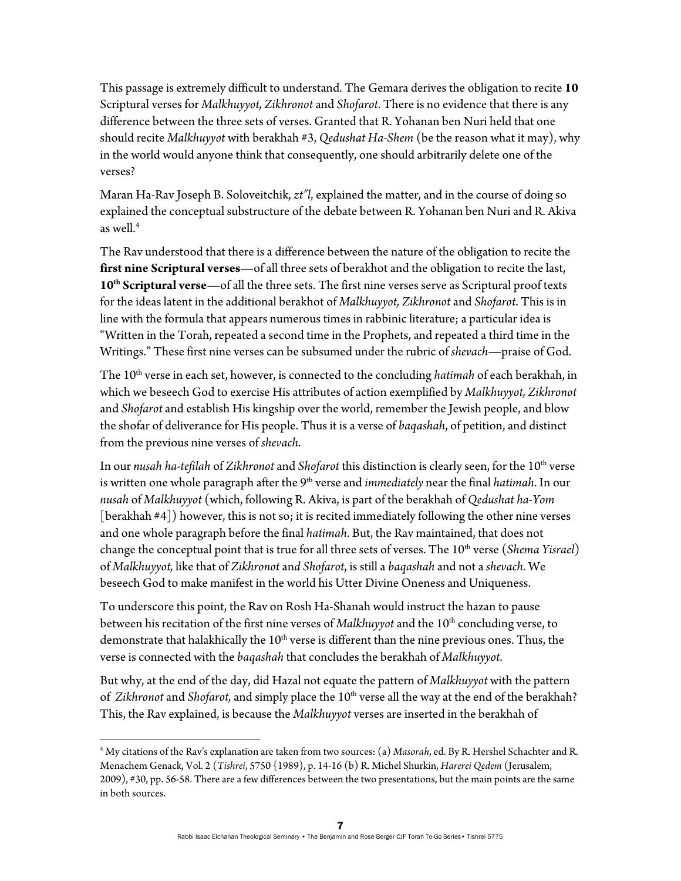This passage is extremely difficult to understand. The Gemara derives the obligation to recite **10** Scriptural verses for *Malkhuyyot, Zikhronot* and *Shofarot*. There is no evidence that there is any difference between the three sets of verses. Granted that R. Yohanan ben Nuri held that one should recite *Malkhuyyot* with berakhah #3, *Qedushat Ha-Shem* (be the reason what it may), why in the world would anyone think that consequently, one should arbitrarily delete one of the verses?

Maran Ha-Rav Joseph B. Soloveitchik, *zt"l*, explained the matter, and in the course of doing so explained the conceptual substructure of the debate between R. Yohanan ben Nuri and R. Akiva as well.[4]

The Rav understood that there is a difference between the nature of the obligation to recite the **first nine Scriptural verses**—of all three sets of berakhot and the obligation to recite the last, **10th Scriptural verse**—of all the three sets. The first nine verses serve as Scriptural proof texts for the ideas latent in the additional berakhot of *Malkhuyyot, Zikhronot* and *Shofarot*. This is in line with the formula that appears numerous times in rabbinic literature; a particular idea is "Written in the Torah, repeated a second time in the Prophets, and repeated a third time in the Writings." These first nine verses can be subsumed under the rubric of *shevach*—praise of God.

The 10th verse in each set, however, is connected to the concluding *hatimah* of each berakhah, in which we beseech God to exercise His attributes of action exemplified by *Malkhuyyot, Zikhronot* and *Shofarot* and establish His kingship over the world, remember the Jewish people, and blow the shofar of deliverance for His people. Thus it is a verse of *baqashah*, of petition, and distinct from the previous nine verses of *shevach*.

In our *nusah ha-tefilah* of *Zikhronot* and *Shofarot* this distinction is clearly seen, for the 10th verse is written one whole paragraph after the 9th verse and *immediately* near the final *hatimah*. In our *nusah* of *Malkhuyyot* (which, following R. Akiva, is part of the berakhah of *Qedushat ha-Yom* [berakhah #4]) however, this is not so; it is recited immediately following the other nine verses and one whole paragraph before the final *hatimah*. But, the Rav maintained, that does not change the conceptual point that is true for all three sets of verses. The 10th verse (*Shema Yisrael*) of *Malkhuyyot,* like that of *Zikhronot* and *Shofarot*, is still a *baqashah* and not a *shevach*. We beseech God to make manifest in the world his Utter Divine Oneness and Uniqueness.

To underscore this point, the Rav on Rosh Ha-Shanah would instruct the hazan to pause between his recitation of the first nine verses of *Malkhuyyot* and the 10th concluding verse, to demonstrate that halakhically the 10th verse is different than the nine previous ones. Thus, the verse is connected with the *baqashah* that concludes the berakhah of *Malkhuyyot*.

But why, at the end of the day, did Hazal not equate the pattern of *Malkhuyyot* with the pattern of *Zikhronot* and *Shofarot,* and simply place the 10th verse all the way at the end of the berakhah? This, the Rav explained, is because the *Malkhuyyot* verses are inserted in the berakhah of

---

[4] My citations of the Rav's explanation are taken from two sources: (a) *Masorah*, ed. By R. Hershel Schachter and R. Menachem Genack, Vol. 2 (*Tishrei*, 5750 {1989}, p. 14-16 (b) R. Michel Shurkin, *Harerei Qedem* (Jerusalem, 2009), #30, pp. 56-58. There are a few differences between the two presentations, but the main points are the same in both sources.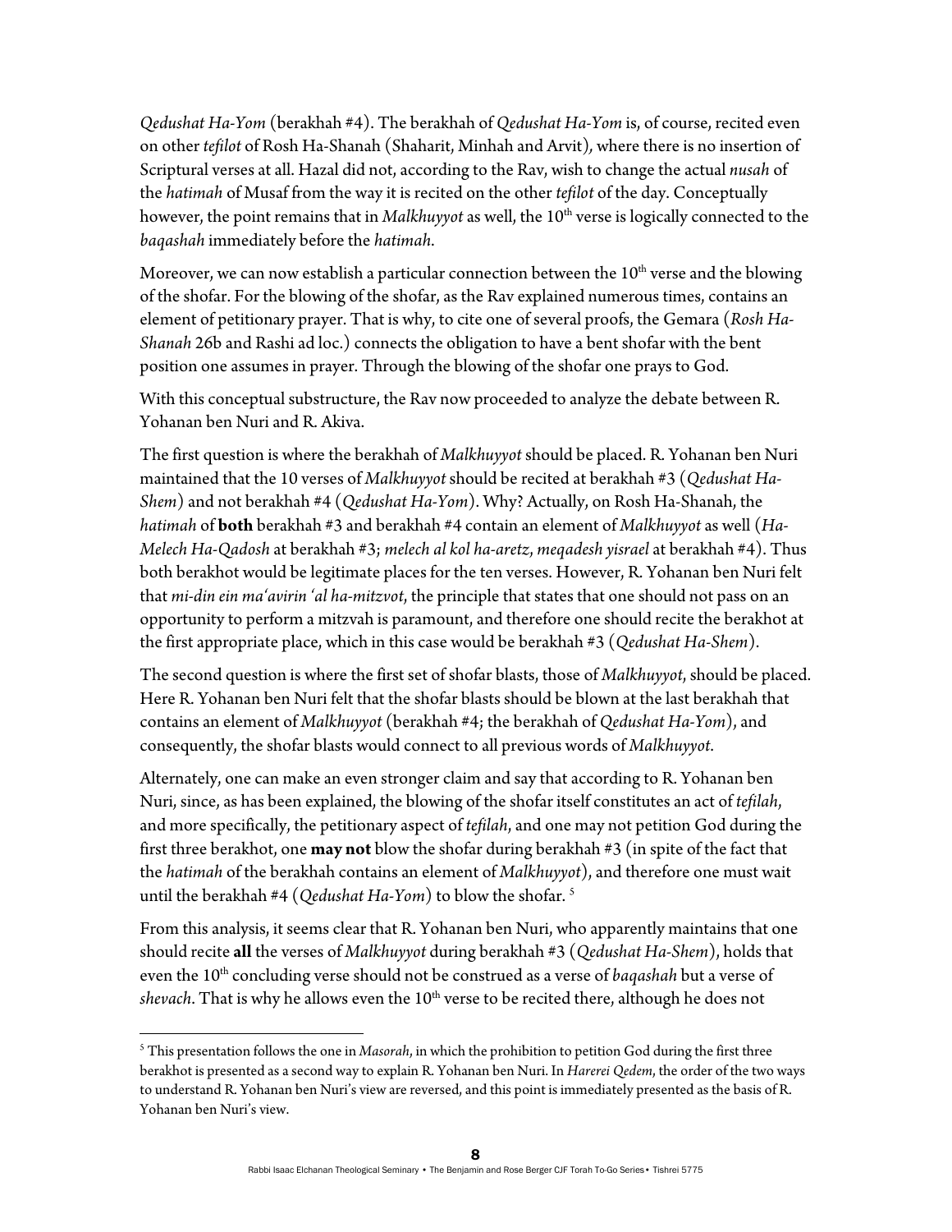*Qedushat Ha-Yom* (berakhah #4). The berakhah of *Qedushat Ha-Yom* is, of course, recited even on other *tefilot* of Rosh Ha-Shanah (Shaharit, Minhah and Arvit), where there is no insertion of Scriptural verses at all. Hazal did not, according to the Rav, wish to change the actual *nusah* of the *hatimah* of Musaf from the way it is recited on the other *tefilot* of the day. Conceptually however, the point remains that in *Malkhuyyot* as well, the 10th verse is logically connected to the *baqashah* immediately before the *hatimah*.

Moreover, we can now establish a particular connection between the 10th verse and the blowing of the shofar. For the blowing of the shofar, as the Rav explained numerous times, contains an element of petitionary prayer. That is why, to cite one of several proofs, the Gemara (*Rosh Ha-Shanah* 26b and Rashi ad loc.) connects the obligation to have a bent shofar with the bent position one assumes in prayer. Through the blowing of the shofar one prays to God.

With this conceptual substructure, the Rav now proceeded to analyze the debate between R. Yohanan ben Nuri and R. Akiva.

The first question is where the berakhah of *Malkhuyyot* should be placed. R. Yohanan ben Nuri maintained that the 10 verses of *Malkhuyyot* should be recited at berakhah #3 (*Qedushat Ha-Shem*) and not berakhah #4 (*Qedushat Ha-Yom*). Why? Actually, on Rosh Ha-Shanah, the *hatimah* of **both** berakhah #3 and berakhah #4 contain an element of *Malkhuyyot* as well (*Ha-Melech Ha-Qadosh* at berakhah #3; *melech al kol ha-aretz, meqadesh yisrael* at berakhah #4). Thus both berakhot would be legitimate places for the ten verses. However, R. Yohanan ben Nuri felt that *mi-din ein ma'avirin 'al ha-mitzvot*, the principle that states that one should not pass on an opportunity to perform a mitzvah is paramount, and therefore one should recite the berakhot at the first appropriate place, which in this case would be berakhah #3 (*Qedushat Ha-Shem*).

The second question is where the first set of shofar blasts, those of *Malkhuyyot*, should be placed. Here R. Yohanan ben Nuri felt that the shofar blasts should be blown at the last berakhah that contains an element of *Malkhuyyot* (berakhah #4; the berakhah of *Qedushat Ha-Yom*), and consequently, the shofar blasts would connect to all previous words of *Malkhuyyot*.

Alternately, one can make an even stronger claim and say that according to R. Yohanan ben Nuri, since, as has been explained, the blowing of the shofar itself constitutes an act of *tefilah*, and more specifically, the petitionary aspect of *tefilah*, and one may not petition God during the first three berakhot, one **may not** blow the shofar during berakhah #3 (in spite of the fact that the *hatimah* of the berakhah contains an element of *Malkhuyyot*), and therefore one must wait until the berakhah #4 (*Qedushat Ha-Yom*) to blow the shofar. [5]

From this analysis, it seems clear that R. Yohanan ben Nuri, who apparently maintains that one should recite **all** the verses of *Malkhuyyot* during berakhah #3 (*Qedushat Ha-Shem*), holds that even the 10th concluding verse should not be construed as a verse of *baqashah* but a verse of *shevach*. That is why he allows even the 10th verse to be recited there, although he does not

---

[5] This presentation follows the one in *Masorah*, in which the prohibition to petition God during the first three berakhot is presented as a second way to explain R. Yohanan ben Nuri. In *Harerei Qedem*, the order of the two ways to understand R. Yohanan ben Nuri's view are reversed, and this point is immediately presented as the basis of R. Yohanan ben Nuri's view.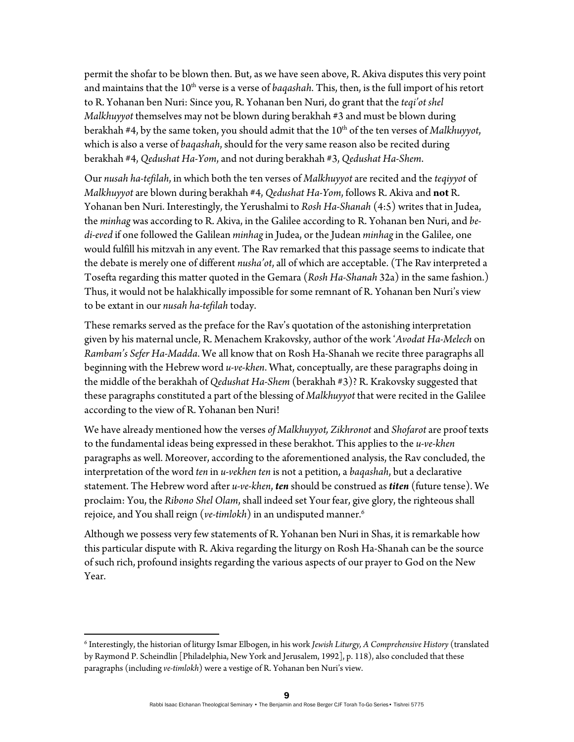permit the shofar to be blown then. But, as we have seen above, R. Akiva disputes this very point and maintains that the 10th verse is a verse of *baqashah*. This, then, is the full import of his retort to R. Yohanan ben Nuri: Since you, R. Yohanan ben Nuri, do grant that the *teqi'ot shel Malkhuyyot* themselves may not be blown during berakhah #3 and must be blown during berakhah #4, by the same token, you should admit that the 10th of the ten verses of *Malkhuyyot*, which is also a verse of *baqashah*, should for the very same reason also be recited during berakhah #4, *Qedushat Ha-Yom*, and not during berakhah #3, *Qedushat Ha-Shem*.

Our *nusah ha-tefilah*, in which both the ten verses of *Malkhuyyot* are recited and the *teqiyyot* of *Malkhuyyot* are blown during berakhah #4, *Qedushat Ha-Yom*, follows R. Akiva and **not** R. Yohanan ben Nuri. Interestingly, the Yerushalmi to *Rosh Ha-Shanah* (4:5) writes that in Judea, the *minhag* was according to R. Akiva, in the Galilee according to R. Yohanan ben Nuri, and *be-di-eved* if one followed the Galilean *minhag* in Judea, or the Judean *minhag* in the Galilee, one would fulfill his mitzvah in any event. The Rav remarked that this passage seems to indicate that the debate is merely one of different *nusha'ot*, all of which are acceptable. (The Rav interpreted a Tosefta regarding this matter quoted in the Gemara (*Rosh Ha-Shanah* 32a) in the same fashion.) Thus, it would not be halakhically impossible for some remnant of R. Yohanan ben Nuri's view to be extant in our *nusah ha-tefilah* today.

These remarks served as the preface for the Rav's quotation of the astonishing interpretation given by his maternal uncle, R. Menachem Krakovsky, author of the work '*Avodat Ha-Melech* on *Rambam's Sefer Ha-Madda*. We all know that on Rosh Ha-Shanah we recite three paragraphs all beginning with the Hebrew word *u-ve-khen*. What, conceptually, are these paragraphs doing in the middle of the berakhah of *Qedushat Ha-Shem* (berakhah #3)? R. Krakovsky suggested that these paragraphs constituted a part of the blessing of *Malkhuyyot* that were recited in the Galilee according to the view of R. Yohanan ben Nuri!

We have already mentioned how the verses *of Malkhuyyot, Zikhronot* and *Shofarot* are proof texts to the fundamental ideas being expressed in these berakhot. This applies to the *u-ve-khen* paragraphs as well. Moreover, according to the aforementioned analysis, the Rav concluded, the interpretation of the word *ten* in *u-vekhen ten* is not a petition, a *baqashah*, but a declarative statement. The Hebrew word after *u-ve-khen*, ***ten*** should be construed as ***titen*** (future tense). We proclaim: You, the *Ribono Shel Olam*, shall indeed set Your fear, give glory, the righteous shall rejoice, and You shall reign (*ve-timlokh*) in an undisputed manner.[6]

Although we possess very few statements of R. Yohanan ben Nuri in Shas, it is remarkable how this particular dispute with R. Akiva regarding the liturgy on Rosh Ha-Shanah can be the source of such rich, profound insights regarding the various aspects of our prayer to God on the New Year.

---

[6] Interestingly, the historian of liturgy Ismar Elbogen, in his work *Jewish Liturgy, A Comprehensive History* (translated by Raymond P. Scheindlin [Philadelphia, New York and Jerusalem, 1992], p. 118), also concluded that these paragraphs (including *ve-timlokh*) were a vestige of R. Yohanan ben Nuri's view.